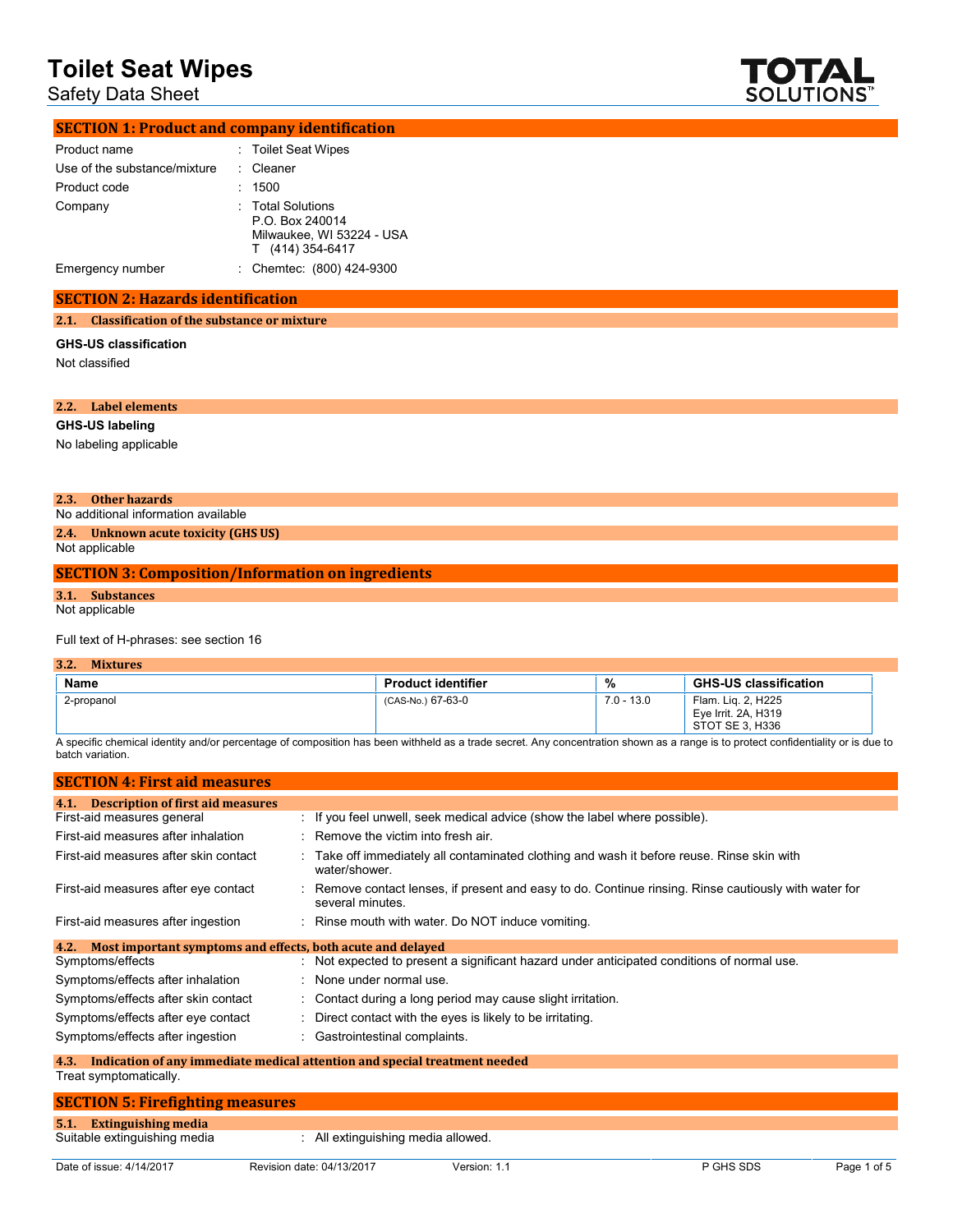# Toilet Seat Wipes

Safety Data Sheet

## SECTION 1: Product and company identification

| | |
|---|---|
| Product name | : Toilet Seat Wipes |
| Use of the substance/mixture | : Cleaner |
| Product code | : 1500 |
| Company | : Total Solutions<br>P.O. Box 240014<br>Milwaukee, WI 53224 - USA<br>T (414) 354-6417 |
| Emergency number | : Chemtec: (800) 424-9300 |

## SECTION 2: Hazards identification

### 2.1. Classification of the substance or mixture

**GHS-US classification**

Not classified

### 2.2. Label elements

**GHS-US labeling**

No labeling applicable

### 2.3. Other hazards

No additional information available

### 2.4. Unknown acute toxicity (GHS US)

Not applicable

## SECTION 3: Composition/Information on ingredients

### 3.1. Substances

Not applicable

Full text of H-phrases: see section 16

### 3.2. Mixtures

| Name | Product identifier | % | GHS-US classification |
|---|---|---|---|
| 2-propanol | (CAS-No.) 67-63-0 | 7.0 - 13.0 | Flam. Liq. 2, H225<br>Eye Irrit. 2A, H319<br>STOT SE 3, H336 |

A specific chemical identity and/or percentage of composition has been withheld as a trade secret. Any concentration shown as a range is to protect confidentiality or is due to batch variation.

## SECTION 4: First aid measures

### 4.1. Description of first aid measures

| | |
|---|---|
| First-aid measures general | : If you feel unwell, seek medical advice (show the label where possible). |
| First-aid measures after inhalation | : Remove the victim into fresh air. |
| First-aid measures after skin contact | : Take off immediately all contaminated clothing and wash it before reuse. Rinse skin with water/shower. |
| First-aid measures after eye contact | : Remove contact lenses, if present and easy to do. Continue rinsing. Rinse cautiously with water for several minutes. |
| First-aid measures after ingestion | : Rinse mouth with water. Do NOT induce vomiting. |

### 4.2. Most important symptoms and effects, both acute and delayed

| | |
|---|---|
| Symptoms/effects | : Not expected to present a significant hazard under anticipated conditions of normal use. |
| Symptoms/effects after inhalation | : None under normal use. |
| Symptoms/effects after skin contact | : Contact during a long period may cause slight irritation. |
| Symptoms/effects after eye contact | : Direct contact with the eyes is likely to be irritating. |
| Symptoms/effects after ingestion | : Gastrointestinal complaints. |

### 4.3. Indication of any immediate medical attention and special treatment needed

Treat symptomatically.

## SECTION 5: Firefighting measures

### 5.1. Extinguishing media

| | |
|---|---|
| Suitable extinguishing media | : All extinguishing media allowed. |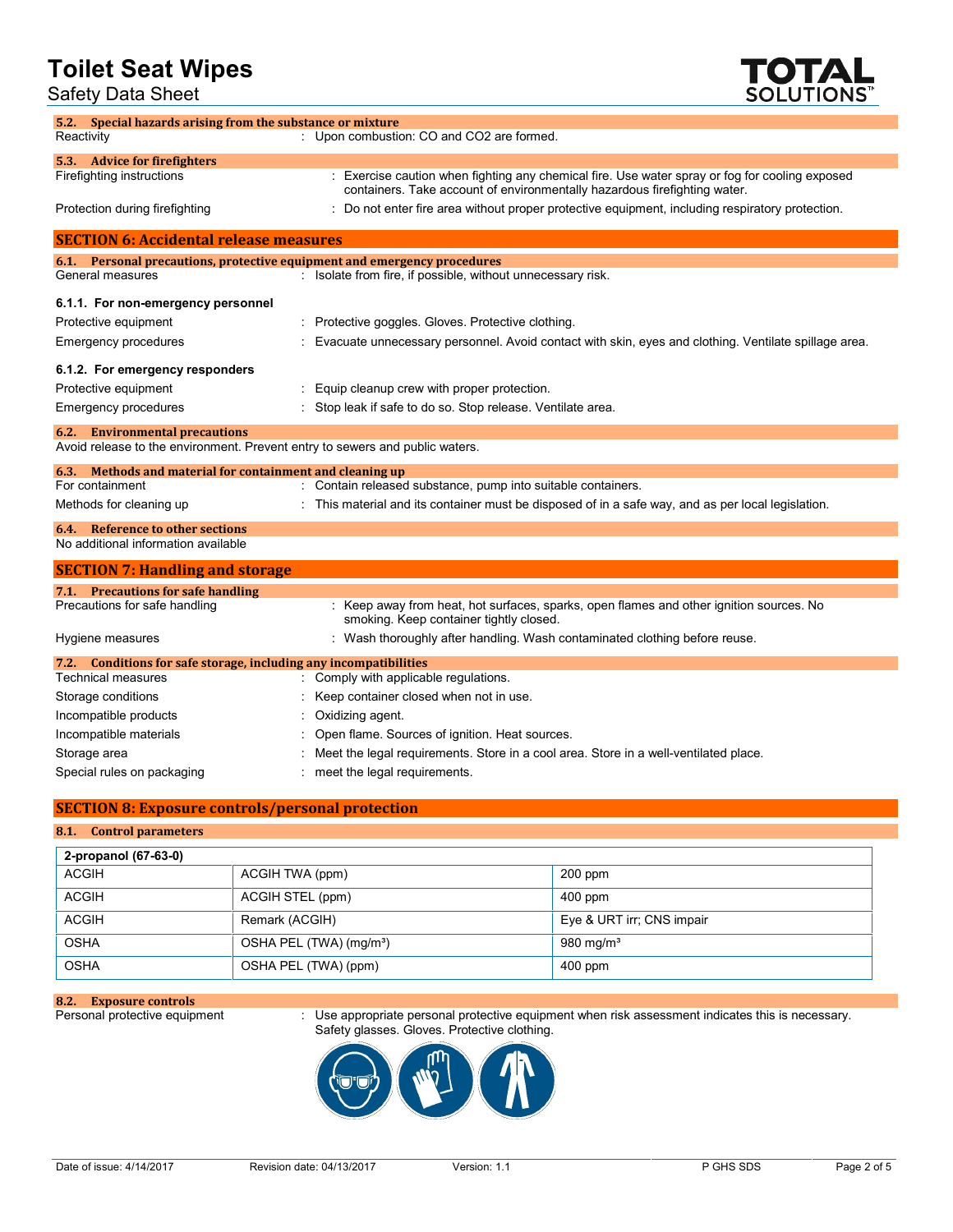### 5.2. Special hazards arising from the substance or mixture

Reactivity : Upon combustion: CO and CO2 are formed.

### 5.3. Advice for firefighters

Firefighting instructions : Exercise caution when fighting any chemical fire. Use water spray or fog for cooling exposed containers. Take account of environmentally hazardous firefighting water.

Protection during firefighting : Do not enter fire area without proper protective equipment, including respiratory protection.

## SECTION 6: Accidental release measures

### 6.1. Personal precautions, protective equipment and emergency procedures

General measures : Isolate from fire, if possible, without unnecessary risk.

#### 6.1.1. For non-emergency personnel

Protective equipment : Protective goggles. Gloves. Protective clothing.

Emergency procedures : Evacuate unnecessary personnel. Avoid contact with skin, eyes and clothing. Ventilate spillage area.

#### 6.1.2. For emergency responders

Protective equipment : Equip cleanup crew with proper protection.

Emergency procedures : Stop leak if safe to do so. Stop release. Ventilate area.

### 6.2. Environmental precautions

Avoid release to the environment. Prevent entry to sewers and public waters.

### 6.3. Methods and material for containment and cleaning up

For containment : Contain released substance, pump into suitable containers.

Methods for cleaning up : This material and its container must be disposed of in a safe way, and as per local legislation.

### 6.4. Reference to other sections

No additional information available

## SECTION 7: Handling and storage

### 7.1. Precautions for safe handling

Precautions for safe handling : Keep away from heat, hot surfaces, sparks, open flames and other ignition sources. No smoking. Keep container tightly closed.

Hygiene measures : Wash thoroughly after handling. Wash contaminated clothing before reuse.

### 7.2. Conditions for safe storage, including any incompatibilities

Technical measures : Comply with applicable regulations.

Storage conditions : Keep container closed when not in use.

Incompatible products : Oxidizing agent.

Incompatible materials : Open flame. Sources of ignition. Heat sources.

Storage area : Meet the legal requirements. Store in a cool area. Store in a well-ventilated place.

Special rules on packaging : meet the legal requirements.

## SECTION 8: Exposure controls/personal protection

### 8.1. Control parameters

| 2-propanol (67-63-0) | | |
|---|---|---|
| ACGIH | ACGIH TWA (ppm) | 200 ppm |
| ACGIH | ACGIH STEL (ppm) | 400 ppm |
| ACGIH | Remark (ACGIH) | Eye & URT irr; CNS impair |
| OSHA | OSHA PEL (TWA) (mg/m³) | 980 mg/m³ |
| OSHA | OSHA PEL (TWA) (ppm) | 400 ppm |

### 8.2. Exposure controls

Personal protective equipment : Use appropriate personal protective equipment when risk assessment indicates this is necessary. Safety glasses. Gloves. Protective clothing.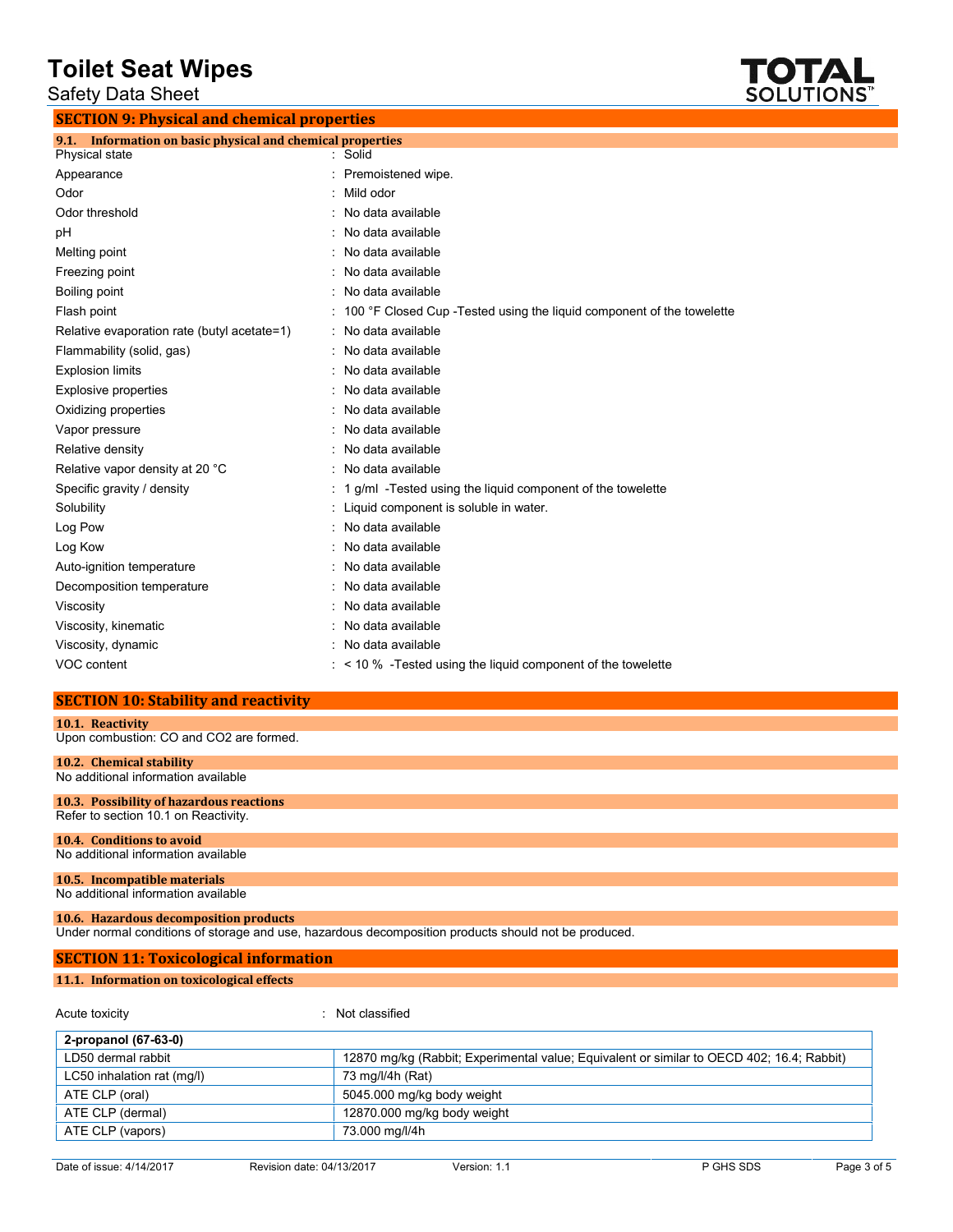## SECTION 9: Physical and chemical properties

### 9.1. Information on basic physical and chemical properties

| | |
|---|---|
| Physical state | : Solid |
| Appearance | : Premoistened wipe. |
| Odor | : Mild odor |
| Odor threshold | : No data available |
| pH | : No data available |
| Melting point | : No data available |
| Freezing point | : No data available |
| Boiling point | : No data available |
| Flash point | : 100 °F Closed Cup -Tested using the liquid component of the towelette |
| Relative evaporation rate (butyl acetate=1) | : No data available |
| Flammability (solid, gas) | : No data available |
| Explosion limits | : No data available |
| Explosive properties | : No data available |
| Oxidizing properties | : No data available |
| Vapor pressure | : No data available |
| Relative density | : No data available |
| Relative vapor density at 20 °C | : No data available |
| Specific gravity / density | : 1 g/ml -Tested using the liquid component of the towelette |
| Solubility | : Liquid component is soluble in water. |
| Log Pow | : No data available |
| Log Kow | : No data available |
| Auto-ignition temperature | : No data available |
| Decomposition temperature | : No data available |
| Viscosity | : No data available |
| Viscosity, kinematic | : No data available |
| Viscosity, dynamic | : No data available |
| VOC content | : < 10 % -Tested using the liquid component of the towelette |

## SECTION 10: Stability and reactivity

### 10.1. Reactivity

Upon combustion: CO and $CO_2$ are formed.

### 10.2. Chemical stability

No additional information available

### 10.3. Possibility of hazardous reactions

Refer to section 10.1 on Reactivity.

### 10.4. Conditions to avoid

No additional information available

### 10.5. Incompatible materials

No additional information available

### 10.6. Hazardous decomposition products

Under normal conditions of storage and use, hazardous decomposition products should not be produced.

## SECTION 11: Toxicological information

### 11.1. Information on toxicological effects

Acute toxicity : Not classified

| 2-propanol (67-63-0) | |
|---|---|
| LD50 dermal rabbit | 12870 mg/kg (Rabbit; Experimental value; Equivalent or similar to OECD 402; 16.4; Rabbit) |
| LC50 inhalation rat (mg/l) | 73 mg/l/4h (Rat) |
| ATE CLP (oral) | 5045.000 mg/kg body weight |
| ATE CLP (dermal) | 12870.000 mg/kg body weight |
| ATE CLP (vapors) | 73.000 mg/l/4h |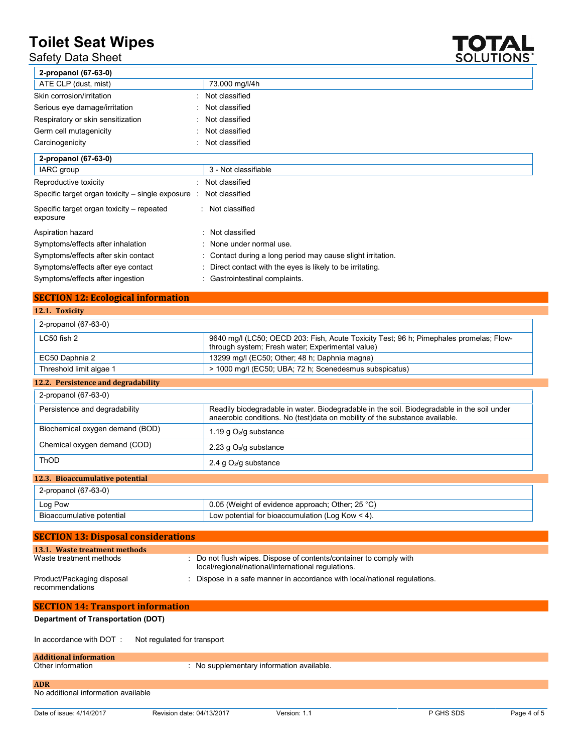| 2-propanol (67-63-0) | |
|---|---|
| ATE CLP (dust, mist) | 73.000 mg/l/4h |

Skin corrosion/irritation : Not classified

Serious eye damage/irritation : Not classified

Respiratory or skin sensitization : Not classified

Germ cell mutagenicity : Not classified

Carcinogenicity : Not classified

| 2-propanol (67-63-0) | |
|---|---|
| IARC group | 3 - Not classifiable |

Reproductive toxicity : Not classified

Specific target organ toxicity – single exposure : Not classified

Specific target organ toxicity – repeated exposure : Not classified

Aspiration hazard : Not classified

Symptoms/effects after inhalation : None under normal use.

Symptoms/effects after skin contact : Contact during a long period may cause slight irritation.

Symptoms/effects after eye contact : Direct contact with the eyes is likely to be irritating.

Symptoms/effects after ingestion : Gastrointestinal complaints.

## SECTION 12: Ecological information

### 12.1. Toxicity

| 2-propanol (67-63-0) | |
|---|---|
| LC50 fish 2 | 9640 mg/l (LC50; OECD 203: Fish, Acute Toxicity Test; 96 h; Pimephales promelas; Flow-through system; Fresh water; Experimental value) |
| EC50 Daphnia 2 | 13299 mg/l (EC50; Other; 48 h; Daphnia magna) |
| Threshold limit algae 1 | > 1000 mg/l (EC50; UBA; 72 h; Scenedesmus subspicatus) |

### 12.2. Persistence and degradability

| 2-propanol (67-63-0) | |
|---|---|
| Persistence and degradability | Readily biodegradable in water. Biodegradable in the soil. Biodegradable in the soil under anaerobic conditions. No (test)data on mobility of the substance available. |
| Biochemical oxygen demand (BOD) | 1.19 g $O_2$/g substance |
| Chemical oxygen demand (COD) | 2.23 g $O_2$/g substance |
| ThOD | 2.4 g $O_2$/g substance |

### 12.3. Bioaccumulative potential

| 2-propanol (67-63-0) | |
|---|---|
| Log Pow | 0.05 (Weight of evidence approach; Other; 25 °C) |
| Bioaccumulative potential | Low potential for bioaccumulation (Log Kow < 4). |

## SECTION 13: Disposal considerations

### 13.1. Waste treatment methods

Waste treatment methods : Do not flush wipes. Dispose of contents/container to comply with local/regional/national/international regulations.

Product/Packaging disposal recommendations : Dispose in a safe manner in accordance with local/national regulations.

## SECTION 14: Transport information

**Department of Transportation (DOT)**

In accordance with DOT : Not regulated for transport

### Additional information

Other information : No supplementary information available.

### ADR

No additional information available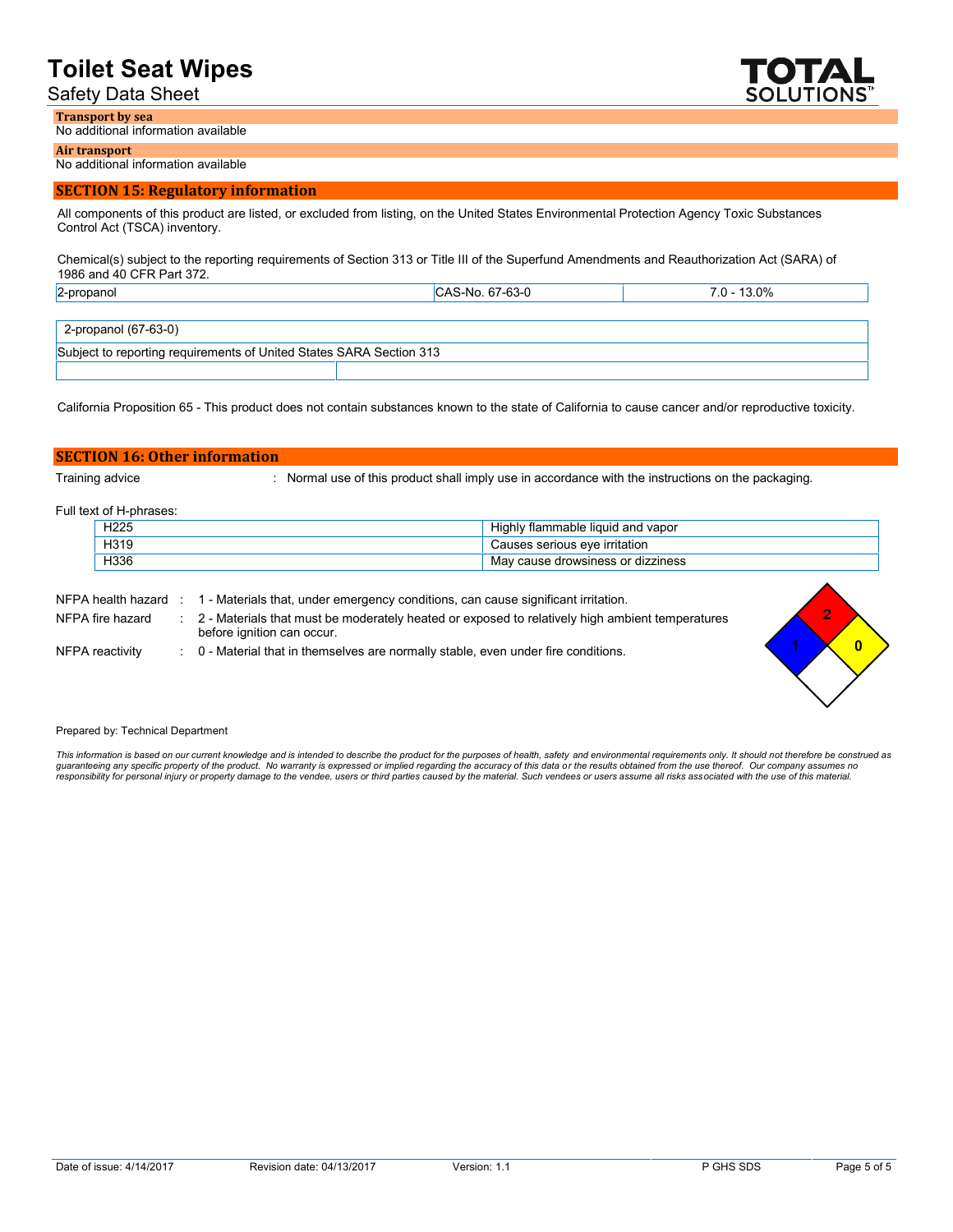**Transport by sea**

No additional information available

**Air transport**

No additional information available

## SECTION 15: Regulatory information

All components of this product are listed, or excluded from listing, on the United States Environmental Protection Agency Toxic Substances Control Act (TSCA) inventory.

Chemical(s) subject to the reporting requirements of Section 313 or Title III of the Superfund Amendments and Reauthorization Act (SARA) of 1986 and 40 CFR Part 372.

| | | |
|---|---|---|
| 2-propanol | CAS-No. 67-63-0 | 7.0 - 13.0% |

| | |
|---|---|
| 2-propanol (67-63-0) | |
| Subject to reporting requirements of United States SARA Section 313 | |
| | |

California Proposition 65 - This product does not contain substances known to the state of California to cause cancer and/or reproductive toxicity.

## SECTION 16: Other information

Training advice : Normal use of this product shall imply use in accordance with the instructions on the packaging.

Full text of H-phrases:

| | |
|---|---|
| H225 | Highly flammable liquid and vapor |
| H319 | Causes serious eye irritation |
| H336 | May cause drowsiness or dizziness |

NFPA health hazard : 1 - Materials that, under emergency conditions, can cause significant irritation.

NFPA fire hazard : 2 - Materials that must be moderately heated or exposed to relatively high ambient temperatures before ignition can occur.

NFPA reactivity : 0 - Material that in themselves are normally stable, even under fire conditions.

2

1

0

Prepared by: Technical Department

*This information is based on our current knowledge and is intended to describe the product for the purposes of health, safety and environmental requirements only. It should not therefore be construed as guaranteeing any specific property of the product. No warranty is expressed or implied regarding the accuracy of this data or the results obtained from the use thereof. Our company assumes no responsibility for personal injury or property damage to the vendee, users or third parties caused by the material. Such vendees or users assume all risks associated with the use of this material.*